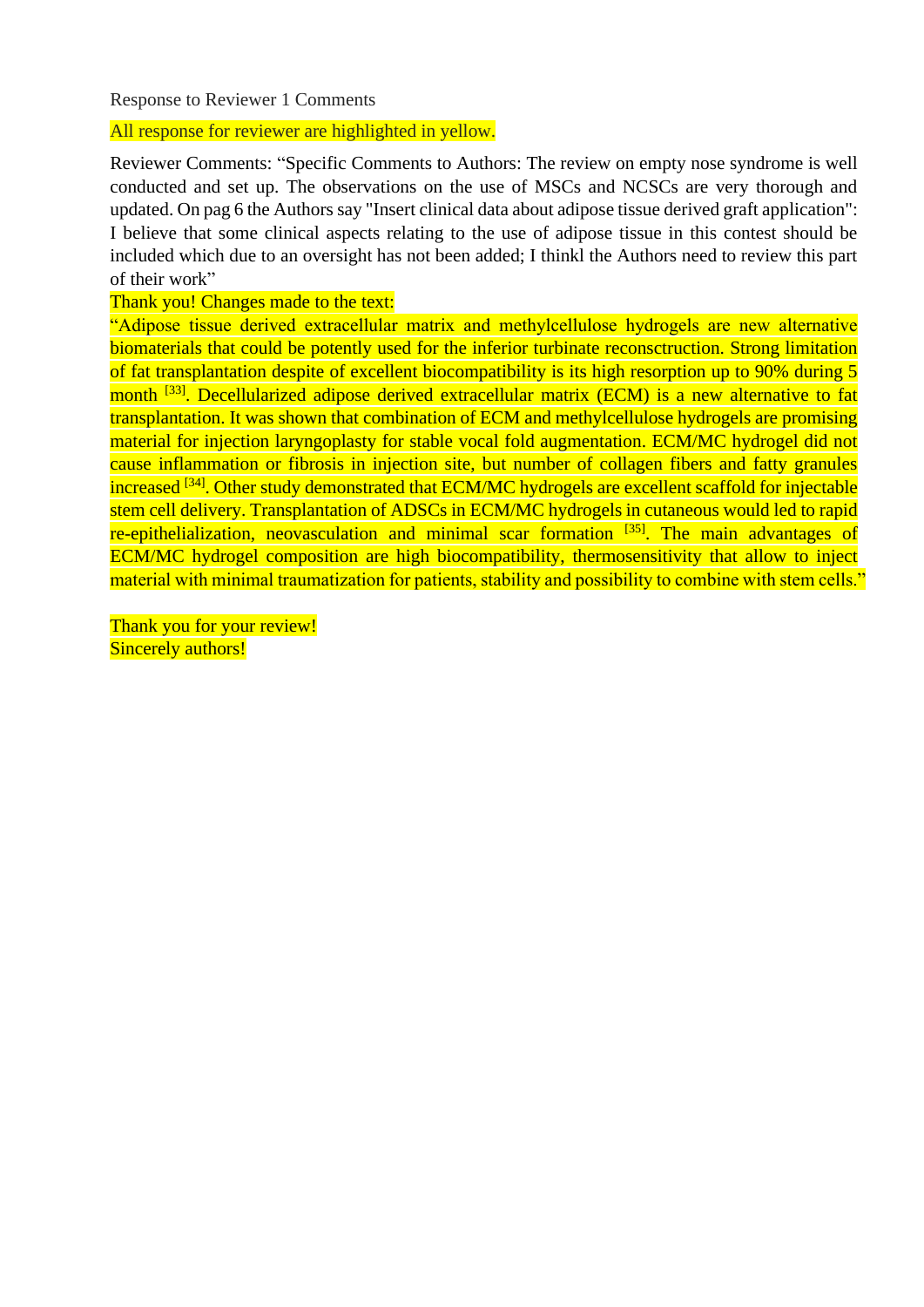Response to Reviewer 1 Comments

All response for reviewer are highlighted in yellow.

Reviewer Comments: "Specific Comments to Authors: The review on empty nose syndrome is well conducted and set up. The observations on the use of MSCs and NCSCs are very thorough and updated. On pag 6 the Authors say "Insert clinical data about adipose tissue derived graft application": I believe that some clinical aspects relating to the use of adipose tissue in this contest should be included which due to an oversight has not been added; I thinkl the Authors need to review this part of their work"

Thank you! Changes made to the text:

"Adipose tissue derived extracellular matrix and methylcellulose hydrogels are new alternative biomaterials that could be potently used for the inferior turbinate reconsctruction. Strong limitation of fat transplantation despite of excellent biocompatibility is its high resorption up to 90% during 5 month [33]. Decellularized adipose derived extracellular matrix (ECM) is a new alternative to fat transplantation. It was shown that combination of ECM and methylcellulose hydrogels are promising material for injection laryngoplasty for stable vocal fold augmentation. ECM/MC hydrogel did not cause inflammation or fibrosis in injection site, but number of collagen fibers and fatty granules increased [34]. Other study demonstrated that ECM/MC hydrogels are excellent scaffold for injectable stem cell delivery. Transplantation of ADSCs in ECM/MC hydrogels in cutaneous would led to rapid re-epithelialization, neovasculation and minimal scar formation [35]. The main advantages of ECM/MC hydrogel composition are high biocompatibility, thermosensitivity that allow to inject material with minimal traumatization for patients, stability and possibility to combine with stem cells."

Thank you for your review!
Sincerely authors!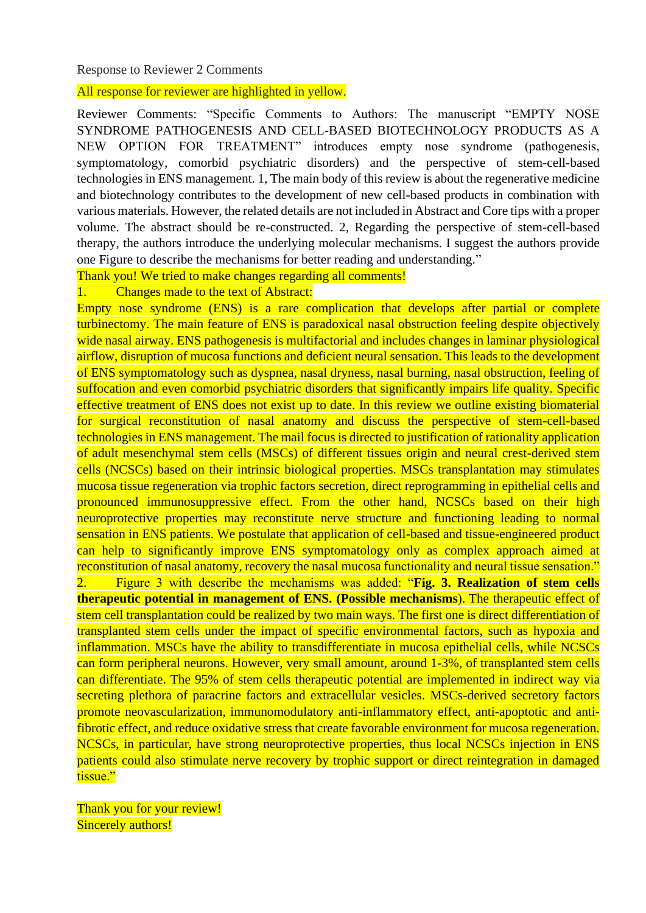Response to Reviewer 2 Comments

All response for reviewer are highlighted in yellow.

Reviewer Comments: "Specific Comments to Authors: The manuscript "EMPTY NOSE SYNDROME PATHOGENESIS AND CELL-BASED BIOTECHNOLOGY PRODUCTS AS A NEW OPTION FOR TREATMENT" introduces empty nose syndrome (pathogenesis, symptomatology, comorbid psychiatric disorders) and the perspective of stem-cell-based technologies in ENS management. 1, The main body of this review is about the regenerative medicine and biotechnology contributes to the development of new cell-based products in combination with various materials. However, the related details are not included in Abstract and Core tips with a proper volume. The abstract should be re-constructed. 2, Regarding the perspective of stem-cell-based therapy, the authors introduce the underlying molecular mechanisms. I suggest the authors provide one Figure to describe the mechanisms for better reading and understanding."

Thank you! We tried to make changes regarding all comments!

1. Changes made to the text of Abstract:

Empty nose syndrome (ENS) is a rare complication that develops after partial or complete turbinectomy. The main feature of ENS is paradoxical nasal obstruction feeling despite objectively wide nasal airway. ENS pathogenesis is multifactorial and includes changes in laminar physiological airflow, disruption of mucosa functions and deficient neural sensation. This leads to the development of ENS symptomatology such as dyspnea, nasal dryness, nasal burning, nasal obstruction, feeling of suffocation and even comorbid psychiatric disorders that significantly impairs life quality. Specific effective treatment of ENS does not exist up to date. In this review we outline existing biomaterial for surgical reconstitution of nasal anatomy and discuss the perspective of stem-cell-based technologies in ENS management. The mail focus is directed to justification of rationality application of adult mesenchymal stem cells (MSCs) of different tissues origin and neural crest-derived stem cells (NCSCs) based on their intrinsic biological properties. MSCs transplantation may stimulates mucosa tissue regeneration via trophic factors secretion, direct reprogramming in epithelial cells and pronounced immunosuppressive effect. From the other hand, NCSCs based on their high neuroprotective properties may reconstitute nerve structure and functioning leading to normal sensation in ENS patients. We postulate that application of cell-based and tissue-engineered product can help to significantly improve ENS symptomatology only as complex approach aimed at reconstitution of nasal anatomy, recovery the nasal mucosa functionality and neural tissue sensation."

2. Figure 3 with describe the mechanisms was added: "**Fig. 3. Realization of stem cells therapeutic potential in management of ENS. (Possible mechanisms**). The therapeutic effect of stem cell transplantation could be realized by two main ways. The first one is direct differentiation of transplanted stem cells under the impact of specific environmental factors, such as hypoxia and inflammation. MSCs have the ability to transdifferentiate in mucosa epithelial cells, while NCSCs can form peripheral neurons. However, very small amount, around 1-3%, of transplanted stem cells can differentiate. The 95% of stem cells therapeutic potential are implemented in indirect way via secreting plethora of paracrine factors and extracellular vesicles. MSCs-derived secretory factors promote neovascularization, immunomodulatory anti-inflammatory effect, anti-apoptotic and anti-fibrotic effect, and reduce oxidative stress that create favorable environment for mucosa regeneration. NCSCs, in particular, have strong neuroprotective properties, thus local NCSCs injection in ENS patients could also stimulate nerve recovery by trophic support or direct reintegration in damaged tissue."

Thank you for your review!

Sincerely authors!